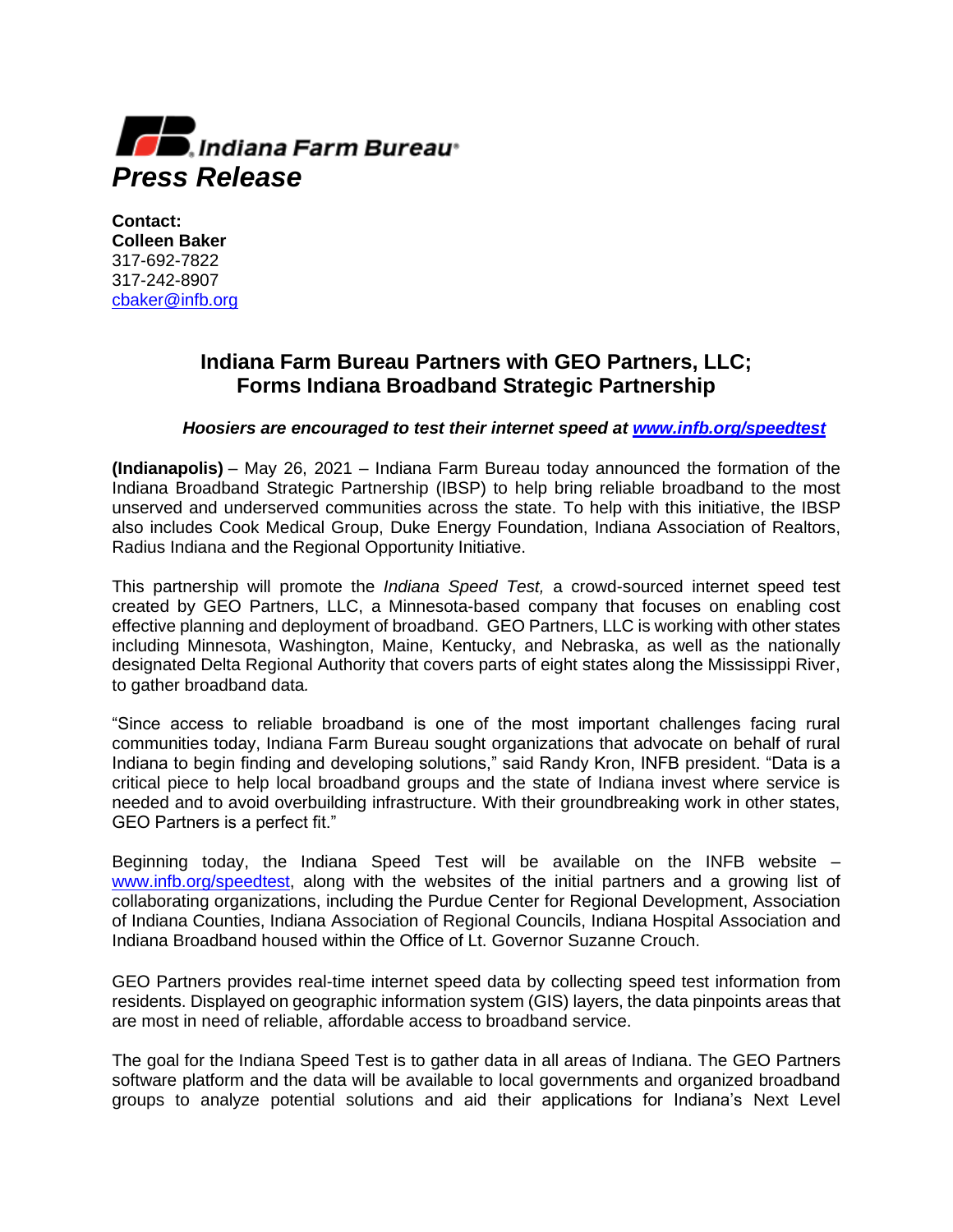Indiana Farm Bureau

# Press Release

**Contact:**
**Colleen Baker**
317-692-7822
317-242-8907
cbaker@infb.org

## Indiana Farm Bureau Partners with GEO Partners, LLC; Forms Indiana Broadband Strategic Partnership

***Hoosiers are encouraged to test their internet speed at www.infb.org/speedtest***

**(Indianapolis)** – May 26, 2021 – Indiana Farm Bureau today announced the formation of the Indiana Broadband Strategic Partnership (IBSP) to help bring reliable broadband to the most unserved and underserved communities across the state. To help with this initiative, the IBSP also includes Cook Medical Group, Duke Energy Foundation, Indiana Association of Realtors, Radius Indiana and the Regional Opportunity Initiative.

This partnership will promote the *Indiana Speed Test,* a crowd-sourced internet speed test created by GEO Partners, LLC, a Minnesota-based company that focuses on enabling cost effective planning and deployment of broadband. GEO Partners, LLC is working with other states including Minnesota, Washington, Maine, Kentucky, and Nebraska, as well as the nationally designated Delta Regional Authority that covers parts of eight states along the Mississippi River, to gather broadband data.

"Since access to reliable broadband is one of the most important challenges facing rural communities today, Indiana Farm Bureau sought organizations that advocate on behalf of rural Indiana to begin finding and developing solutions," said Randy Kron, INFB president. "Data is a critical piece to help local broadband groups and the state of Indiana invest where service is needed and to avoid overbuilding infrastructure. With their groundbreaking work in other states, GEO Partners is a perfect fit."

Beginning today, the Indiana Speed Test will be available on the INFB website – www.infb.org/speedtest, along with the websites of the initial partners and a growing list of collaborating organizations, including the Purdue Center for Regional Development, Association of Indiana Counties, Indiana Association of Regional Councils, Indiana Hospital Association and Indiana Broadband housed within the Office of Lt. Governor Suzanne Crouch.

GEO Partners provides real-time internet speed data by collecting speed test information from residents. Displayed on geographic information system (GIS) layers, the data pinpoints areas that are most in need of reliable, affordable access to broadband service.

The goal for the Indiana Speed Test is to gather data in all areas of Indiana. The GEO Partners software platform and the data will be available to local governments and organized broadband groups to analyze potential solutions and aid their applications for Indiana's Next Level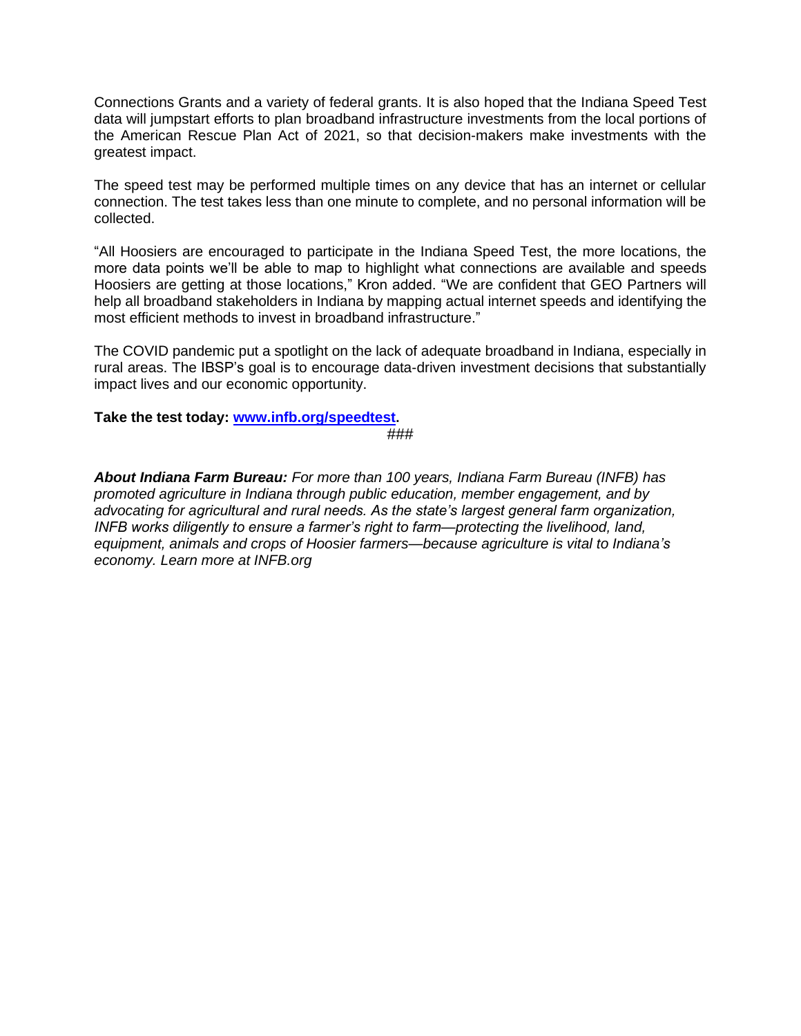Connections Grants and a variety of federal grants. It is also hoped that the Indiana Speed Test data will jumpstart efforts to plan broadband infrastructure investments from the local portions of the American Rescue Plan Act of 2021, so that decision-makers make investments with the greatest impact.

The speed test may be performed multiple times on any device that has an internet or cellular connection. The test takes less than one minute to complete, and no personal information will be collected.

"All Hoosiers are encouraged to participate in the Indiana Speed Test, the more locations, the more data points we'll be able to map to highlight what connections are available and speeds Hoosiers are getting at those locations," Kron added. "We are confident that GEO Partners will help all broadband stakeholders in Indiana by mapping actual internet speeds and identifying the most efficient methods to invest in broadband infrastructure."

The COVID pandemic put a spotlight on the lack of adequate broadband in Indiana, especially in rural areas. The IBSP's goal is to encourage data-driven investment decisions that substantially impact lives and our economic opportunity.

**Take the test today: [www.infb.org/speedtest](http://www.infb.org/speedtest).**

###

***About Indiana Farm Bureau:*** *For more than 100 years, Indiana Farm Bureau (INFB) has promoted agriculture in Indiana through public education, member engagement, and by advocating for agricultural and rural needs. As the state's largest general farm organization, INFB works diligently to ensure a farmer's right to farm—protecting the livelihood, land, equipment, animals and crops of Hoosier farmers—because agriculture is vital to Indiana's economy. Learn more at INFB.org*